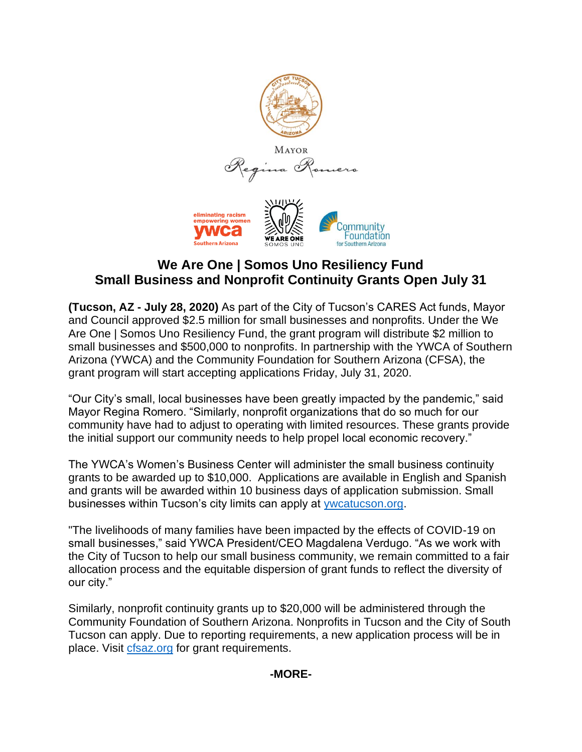MAYOR

Regina Romero

# We Are One | Somos Uno Resiliency Fund
# Small Business and Nonprofit Continuity Grants Open July 31

**(Tucson, AZ - July 28, 2020)** As part of the City of Tucson's CARES Act funds, Mayor and Council approved $2.5 million for small businesses and nonprofits. Under the We Are One | Somos Uno Resiliency Fund, the grant program will distribute $2 million to small businesses and $500,000 to nonprofits. In partnership with the YWCA of Southern Arizona (YWCA) and the Community Foundation for Southern Arizona (CFSA), the grant program will start accepting applications Friday, July 31, 2020.

"Our City's small, local businesses have been greatly impacted by the pandemic," said Mayor Regina Romero. "Similarly, nonprofit organizations that do so much for our community have had to adjust to operating with limited resources. These grants provide the initial support our community needs to help propel local economic recovery."

The YWCA's Women's Business Center will administer the small business continuity grants to be awarded up to $10,000. Applications are available in English and Spanish and grants will be awarded within 10 business days of application submission. Small businesses within Tucson's city limits can apply at ywcatucson.org.

"The livelihoods of many families have been impacted by the effects of COVID-19 on small businesses," said YWCA President/CEO Magdalena Verdugo. "As we work with the City of Tucson to help our small business community, we remain committed to a fair allocation process and the equitable dispersion of grant funds to reflect the diversity of our city."

Similarly, nonprofit continuity grants up to $20,000 will be administered through the Community Foundation of Southern Arizona. Nonprofits in Tucson and the City of South Tucson can apply. Due to reporting requirements, a new application process will be in place. Visit cfsaz.org for grant requirements.

**-MORE-**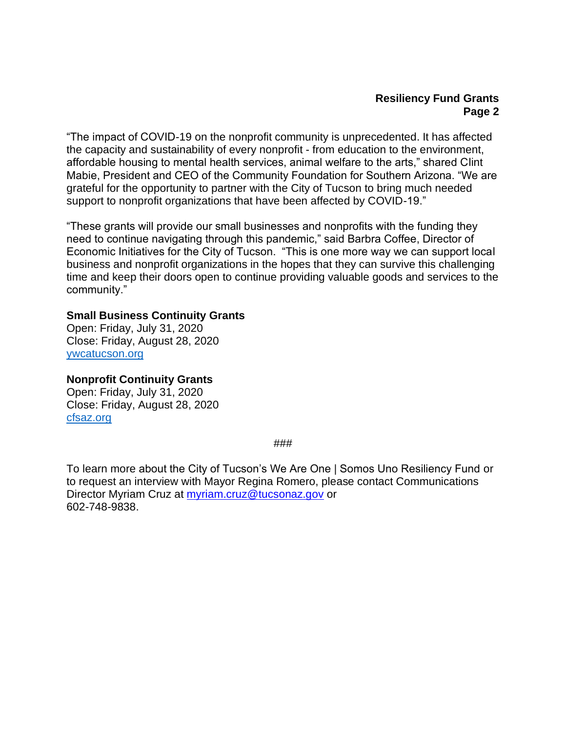"The impact of COVID-19 on the nonprofit community is unprecedented. It has affected the capacity and sustainability of every nonprofit - from education to the environment, affordable housing to mental health services, animal welfare to the arts," shared Clint Mabie, President and CEO of the Community Foundation for Southern Arizona. "We are grateful for the opportunity to partner with the City of Tucson to bring much needed support to nonprofit organizations that have been affected by COVID-19."

"These grants will provide our small businesses and nonprofits with the funding they need to continue navigating through this pandemic," said Barbra Coffee, Director of Economic Initiatives for the City of Tucson. "This is one more way we can support local business and nonprofit organizations in the hopes that they can survive this challenging time and keep their doors open to continue providing valuable goods and services to the community."

**Small Business Continuity Grants**
Open: Friday, July 31, 2020
Close: Friday, August 28, 2020
[ywcatucson.org](ywcatucson.org)

**Nonprofit Continuity Grants**
Open: Friday, July 31, 2020
Close: Friday, August 28, 2020
[cfsaz.org](cfsaz.org)

###

To learn more about the City of Tucson's We Are One | Somos Uno Resiliency Fund or to request an interview with Mayor Regina Romero, please contact Communications Director Myriam Cruz at [myriam.cruz@tucsonaz.gov](mailto:myriam.cruz@tucsonaz.gov) or 602-748-9838.